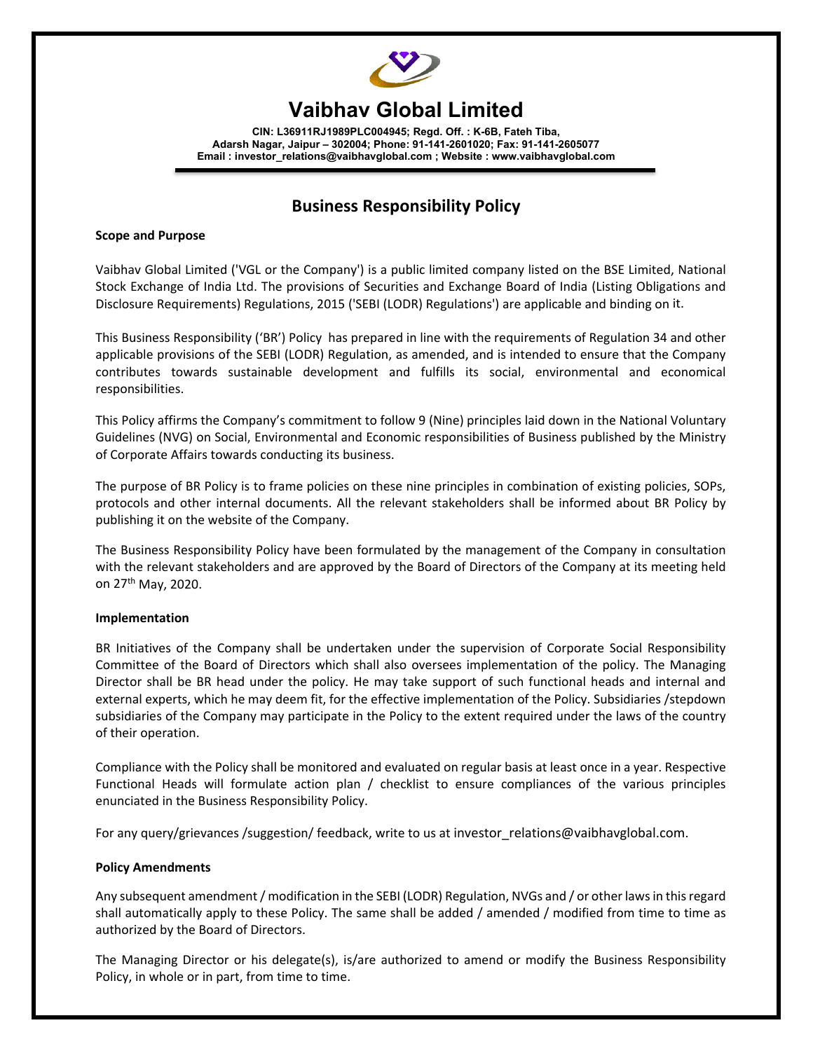# Vaibhav Global Limited

**CIN: L36911RJ1989PLC004945; Regd. Off. : K-6B, Fateh Tiba, Adarsh Nagar, Jaipur – 302004; Phone: 91-141-2601020; Fax: 91-141-2605077**
**Email : investor_relations@vaibhavglobal.com ; Website : www.vaibhavglobal.com**

## Business Responsibility Policy

**Scope and Purpose**

Vaibhav Global Limited ('VGL or the Company') is a public limited company listed on the BSE Limited, National Stock Exchange of India Ltd. The provisions of Securities and Exchange Board of India (Listing Obligations and Disclosure Requirements) Regulations, 2015 ('SEBI (LODR) Regulations') are applicable and binding on it.

This Business Responsibility ('BR') Policy has prepared in line with the requirements of Regulation 34 and other applicable provisions of the SEBI (LODR) Regulation, as amended, and is intended to ensure that the Company contributes towards sustainable development and fulfills its social, environmental and economical responsibilities.

This Policy affirms the Company's commitment to follow 9 (Nine) principles laid down in the National Voluntary Guidelines (NVG) on Social, Environmental and Economic responsibilities of Business published by the Ministry of Corporate Affairs towards conducting its business.

The purpose of BR Policy is to frame policies on these nine principles in combination of existing policies, SOPs, protocols and other internal documents. All the relevant stakeholders shall be informed about BR Policy by publishing it on the website of the Company.

The Business Responsibility Policy have been formulated by the management of the Company in consultation with the relevant stakeholders and are approved by the Board of Directors of the Company at its meeting held on 27th May, 2020.

**Implementation**

BR Initiatives of the Company shall be undertaken under the supervision of Corporate Social Responsibility Committee of the Board of Directors which shall also oversees implementation of the policy. The Managing Director shall be BR head under the policy. He may take support of such functional heads and internal and external experts, which he may deem fit, for the effective implementation of the Policy. Subsidiaries /stepdown subsidiaries of the Company may participate in the Policy to the extent required under the laws of the country of their operation.

Compliance with the Policy shall be monitored and evaluated on regular basis at least once in a year. Respective Functional Heads will formulate action plan / checklist to ensure compliances of the various principles enunciated in the Business Responsibility Policy.

For any query/grievances /suggestion/ feedback, write to us at investor_relations@vaibhavglobal.com.

**Policy Amendments**

Any subsequent amendment / modification in the SEBI (LODR) Regulation, NVGs and / or other laws in this regard shall automatically apply to these Policy. The same shall be added / amended / modified from time to time as authorized by the Board of Directors.

The Managing Director or his delegate(s), is/are authorized to amend or modify the Business Responsibility Policy, in whole or in part, from time to time.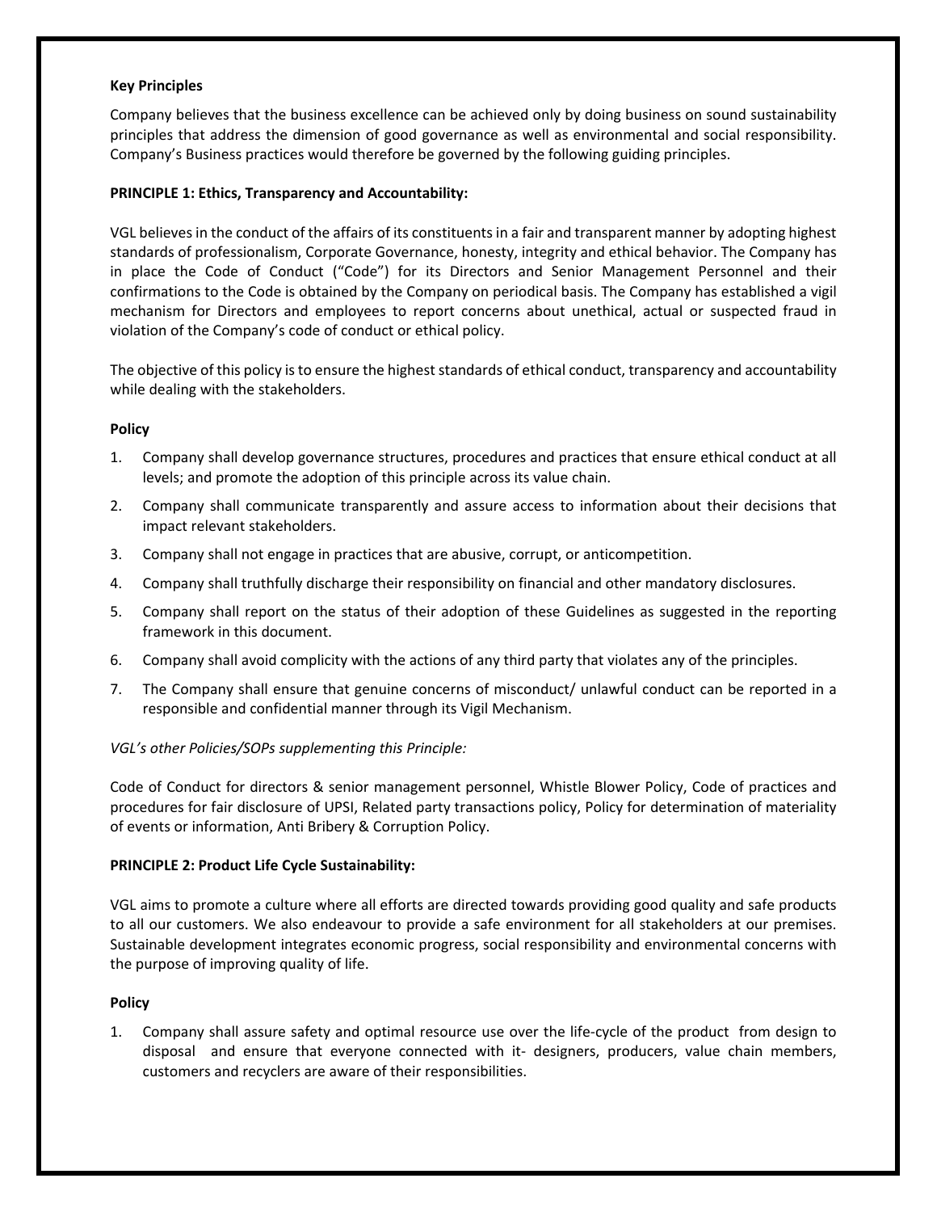**Key Principles**

Company believes that the business excellence can be achieved only by doing business on sound sustainability principles that address the dimension of good governance as well as environmental and social responsibility. Company's Business practices would therefore be governed by the following guiding principles.

**PRINCIPLE 1: Ethics, Transparency and Accountability:**

VGL believes in the conduct of the affairs of its constituents in a fair and transparent manner by adopting highest standards of professionalism, Corporate Governance, honesty, integrity and ethical behavior. The Company has in place the Code of Conduct ("Code") for its Directors and Senior Management Personnel and their confirmations to the Code is obtained by the Company on periodical basis. The Company has established a vigil mechanism for Directors and employees to report concerns about unethical, actual or suspected fraud in violation of the Company's code of conduct or ethical policy.

The objective of this policy is to ensure the highest standards of ethical conduct, transparency and accountability while dealing with the stakeholders.

**Policy**

1. Company shall develop governance structures, procedures and practices that ensure ethical conduct at all levels; and promote the adoption of this principle across its value chain.
2. Company shall communicate transparently and assure access to information about their decisions that impact relevant stakeholders.
3. Company shall not engage in practices that are abusive, corrupt, or anticompetition.
4. Company shall truthfully discharge their responsibility on financial and other mandatory disclosures.
5. Company shall report on the status of their adoption of these Guidelines as suggested in the reporting framework in this document.
6. Company shall avoid complicity with the actions of any third party that violates any of the principles.
7. The Company shall ensure that genuine concerns of misconduct/ unlawful conduct can be reported in a responsible and confidential manner through its Vigil Mechanism.

*VGL's other Policies/SOPs supplementing this Principle:*

Code of Conduct for directors & senior management personnel, Whistle Blower Policy, Code of practices and procedures for fair disclosure of UPSI, Related party transactions policy, Policy for determination of materiality of events or information, Anti Bribery & Corruption Policy.

**PRINCIPLE 2: Product Life Cycle Sustainability:**

VGL aims to promote a culture where all efforts are directed towards providing good quality and safe products to all our customers. We also endeavour to provide a safe environment for all stakeholders at our premises. Sustainable development integrates economic progress, social responsibility and environmental concerns with the purpose of improving quality of life.

**Policy**

1. Company shall assure safety and optimal resource use over the life-cycle of the product from design to disposal and ensure that everyone connected with it- designers, producers, value chain members, customers and recyclers are aware of their responsibilities.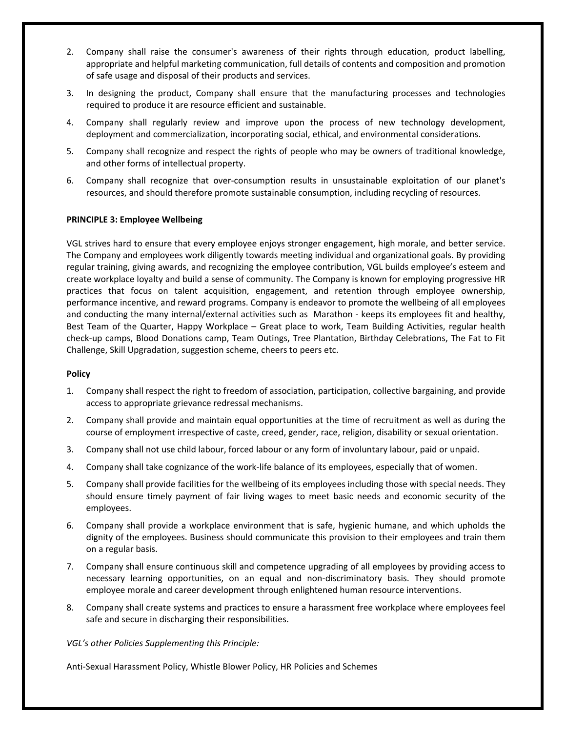2. Company shall raise the consumer's awareness of their rights through education, product labelling, appropriate and helpful marketing communication, full details of contents and composition and promotion of safe usage and disposal of their products and services.
3. In designing the product, Company shall ensure that the manufacturing processes and technologies required to produce it are resource efficient and sustainable.
4. Company shall regularly review and improve upon the process of new technology development, deployment and commercialization, incorporating social, ethical, and environmental considerations.
5. Company shall recognize and respect the rights of people who may be owners of traditional knowledge, and other forms of intellectual property.
6. Company shall recognize that over-consumption results in unsustainable exploitation of our planet's resources, and should therefore promote sustainable consumption, including recycling of resources.

**PRINCIPLE 3: Employee Wellbeing**

VGL strives hard to ensure that every employee enjoys stronger engagement, high morale, and better service. The Company and employees work diligently towards meeting individual and organizational goals. By providing regular training, giving awards, and recognizing the employee contribution, VGL builds employee's esteem and create workplace loyalty and build a sense of community. The Company is known for employing progressive HR practices that focus on talent acquisition, engagement, and retention through employee ownership, performance incentive, and reward programs. Company is endeavor to promote the wellbeing of all employees and conducting the many internal/external activities such as Marathon - keeps its employees fit and healthy, Best Team of the Quarter, Happy Workplace – Great place to work, Team Building Activities, regular health check-up camps, Blood Donations camp, Team Outings, Tree Plantation, Birthday Celebrations, The Fat to Fit Challenge, Skill Upgradation, suggestion scheme, cheers to peers etc.

**Policy**

1. Company shall respect the right to freedom of association, participation, collective bargaining, and provide access to appropriate grievance redressal mechanisms.
2. Company shall provide and maintain equal opportunities at the time of recruitment as well as during the course of employment irrespective of caste, creed, gender, race, religion, disability or sexual orientation.
3. Company shall not use child labour, forced labour or any form of involuntary labour, paid or unpaid.
4. Company shall take cognizance of the work-life balance of its employees, especially that of women.
5. Company shall provide facilities for the wellbeing of its employees including those with special needs. They should ensure timely payment of fair living wages to meet basic needs and economic security of the employees.
6. Company shall provide a workplace environment that is safe, hygienic humane, and which upholds the dignity of the employees. Business should communicate this provision to their employees and train them on a regular basis.
7. Company shall ensure continuous skill and competence upgrading of all employees by providing access to necessary learning opportunities, on an equal and non-discriminatory basis. They should promote employee morale and career development through enlightened human resource interventions.
8. Company shall create systems and practices to ensure a harassment free workplace where employees feel safe and secure in discharging their responsibilities.

*VGL's other Policies Supplementing this Principle:*

Anti-Sexual Harassment Policy, Whistle Blower Policy, HR Policies and Schemes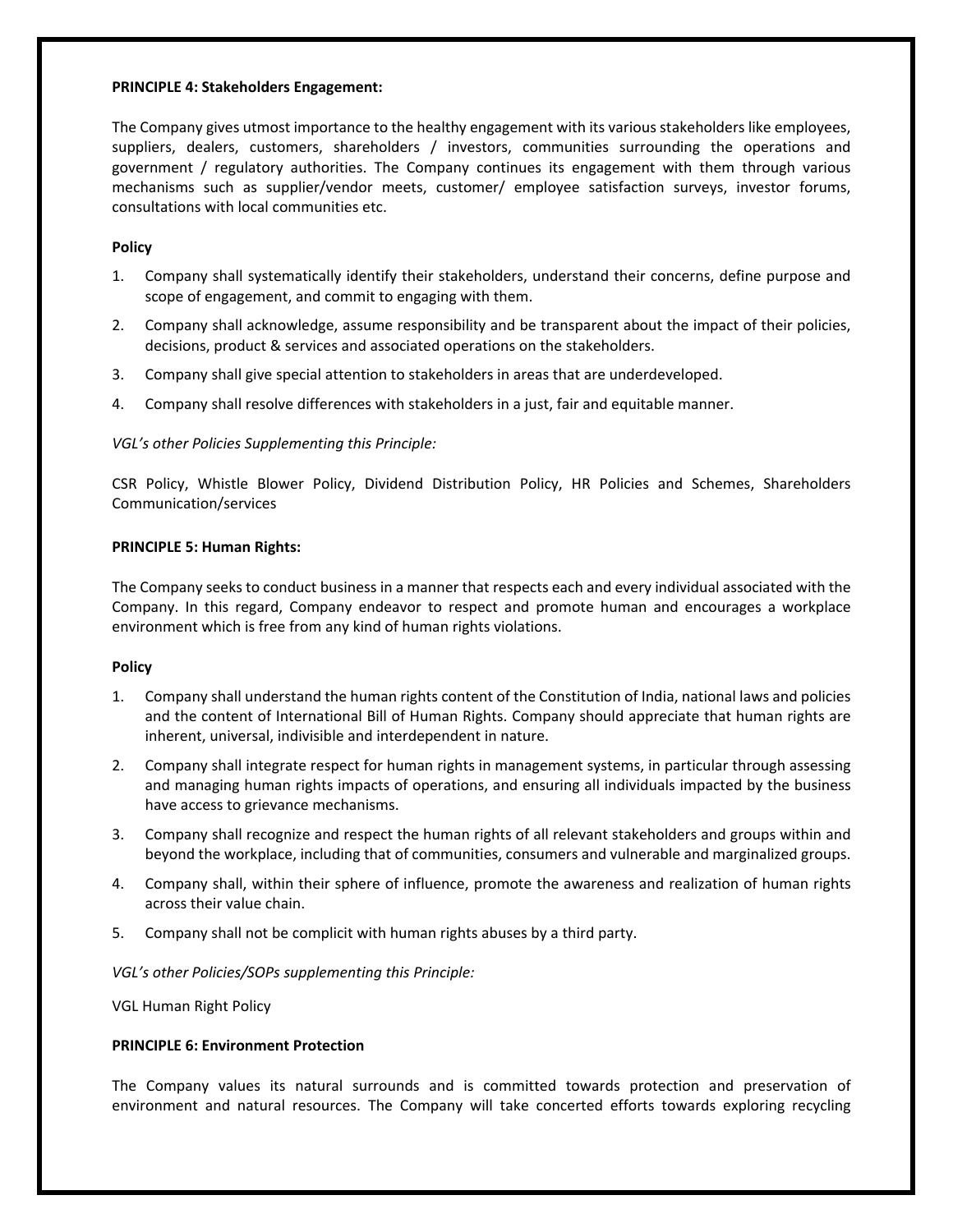**PRINCIPLE 4: Stakeholders Engagement:**

The Company gives utmost importance to the healthy engagement with its various stakeholders like employees, suppliers, dealers, customers, shareholders / investors, communities surrounding the operations and government / regulatory authorities. The Company continues its engagement with them through various mechanisms such as supplier/vendor meets, customer/ employee satisfaction surveys, investor forums, consultations with local communities etc.

**Policy**

1. Company shall systematically identify their stakeholders, understand their concerns, define purpose and scope of engagement, and commit to engaging with them.
2. Company shall acknowledge, assume responsibility and be transparent about the impact of their policies, decisions, product & services and associated operations on the stakeholders.
3. Company shall give special attention to stakeholders in areas that are underdeveloped.
4. Company shall resolve differences with stakeholders in a just, fair and equitable manner.

*VGL's other Policies Supplementing this Principle:*

CSR Policy, Whistle Blower Policy, Dividend Distribution Policy, HR Policies and Schemes, Shareholders Communication/services

**PRINCIPLE 5: Human Rights:**

The Company seeks to conduct business in a manner that respects each and every individual associated with the Company. In this regard, Company endeavor to respect and promote human and encourages a workplace environment which is free from any kind of human rights violations.

**Policy**

1. Company shall understand the human rights content of the Constitution of India, national laws and policies and the content of International Bill of Human Rights. Company should appreciate that human rights are inherent, universal, indivisible and interdependent in nature.
2. Company shall integrate respect for human rights in management systems, in particular through assessing and managing human rights impacts of operations, and ensuring all individuals impacted by the business have access to grievance mechanisms.
3. Company shall recognize and respect the human rights of all relevant stakeholders and groups within and beyond the workplace, including that of communities, consumers and vulnerable and marginalized groups.
4. Company shall, within their sphere of influence, promote the awareness and realization of human rights across their value chain.
5. Company shall not be complicit with human rights abuses by a third party.

*VGL's other Policies/SOPs supplementing this Principle:*

VGL Human Right Policy

**PRINCIPLE 6: Environment Protection**

The Company values its natural surrounds and is committed towards protection and preservation of environment and natural resources. The Company will take concerted efforts towards exploring recycling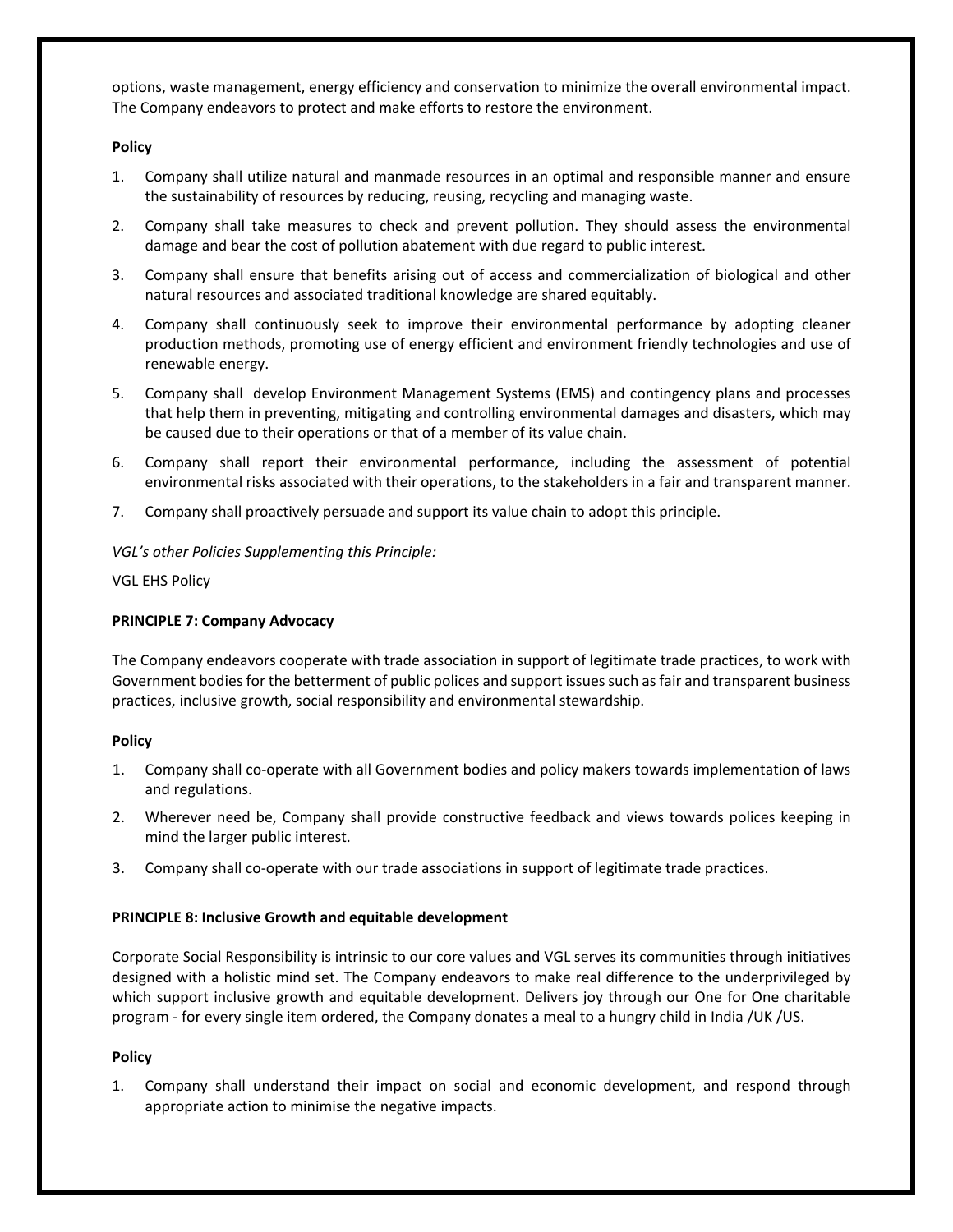options, waste management, energy efficiency and conservation to minimize the overall environmental impact. The Company endeavors to protect and make efforts to restore the environment.

**Policy**

1. Company shall utilize natural and manmade resources in an optimal and responsible manner and ensure the sustainability of resources by reducing, reusing, recycling and managing waste.
2. Company shall take measures to check and prevent pollution. They should assess the environmental damage and bear the cost of pollution abatement with due regard to public interest.
3. Company shall ensure that benefits arising out of access and commercialization of biological and other natural resources and associated traditional knowledge are shared equitably.
4. Company shall continuously seek to improve their environmental performance by adopting cleaner production methods, promoting use of energy efficient and environment friendly technologies and use of renewable energy.
5. Company shall develop Environment Management Systems (EMS) and contingency plans and processes that help them in preventing, mitigating and controlling environmental damages and disasters, which may be caused due to their operations or that of a member of its value chain.
6. Company shall report their environmental performance, including the assessment of potential environmental risks associated with their operations, to the stakeholders in a fair and transparent manner.
7. Company shall proactively persuade and support its value chain to adopt this principle.

*VGL's other Policies Supplementing this Principle:*

VGL EHS Policy

**PRINCIPLE 7: Company Advocacy**

The Company endeavors cooperate with trade association in support of legitimate trade practices, to work with Government bodies for the betterment of public polices and support issues such as fair and transparent business practices, inclusive growth, social responsibility and environmental stewardship.

**Policy**

1. Company shall co-operate with all Government bodies and policy makers towards implementation of laws and regulations.
2. Wherever need be, Company shall provide constructive feedback and views towards polices keeping in mind the larger public interest.
3. Company shall co-operate with our trade associations in support of legitimate trade practices.

**PRINCIPLE 8: Inclusive Growth and equitable development**

Corporate Social Responsibility is intrinsic to our core values and VGL serves its communities through initiatives designed with a holistic mind set. The Company endeavors to make real difference to the underprivileged by which support inclusive growth and equitable development. Delivers joy through our One for One charitable program - for every single item ordered, the Company donates a meal to a hungry child in India /UK /US.

**Policy**

1. Company shall understand their impact on social and economic development, and respond through appropriate action to minimise the negative impacts.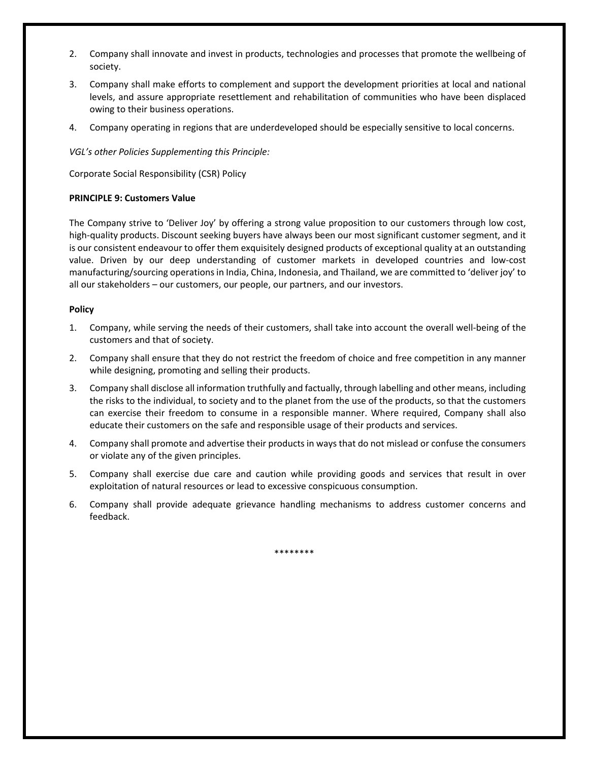2. Company shall innovate and invest in products, technologies and processes that promote the wellbeing of society.
3. Company shall make efforts to complement and support the development priorities at local and national levels, and assure appropriate resettlement and rehabilitation of communities who have been displaced owing to their business operations.
4. Company operating in regions that are underdeveloped should be especially sensitive to local concerns.

*VGL's other Policies Supplementing this Principle:*

Corporate Social Responsibility (CSR) Policy

**PRINCIPLE 9: Customers Value**

The Company strive to 'Deliver Joy' by offering a strong value proposition to our customers through low cost, high-quality products. Discount seeking buyers have always been our most significant customer segment, and it is our consistent endeavour to offer them exquisitely designed products of exceptional quality at an outstanding value. Driven by our deep understanding of customer markets in developed countries and low-cost manufacturing/sourcing operations in India, China, Indonesia, and Thailand, we are committed to 'deliver joy' to all our stakeholders – our customers, our people, our partners, and our investors.

**Policy**

1. Company, while serving the needs of their customers, shall take into account the overall well-being of the customers and that of society.
2. Company shall ensure that they do not restrict the freedom of choice and free competition in any manner while designing, promoting and selling their products.
3. Company shall disclose all information truthfully and factually, through labelling and other means, including the risks to the individual, to society and to the planet from the use of the products, so that the customers can exercise their freedom to consume in a responsible manner. Where required, Company shall also educate their customers on the safe and responsible usage of their products and services.
4. Company shall promote and advertise their products in ways that do not mislead or confuse the consumers or violate any of the given principles.
5. Company shall exercise due care and caution while providing goods and services that result in over exploitation of natural resources or lead to excessive conspicuous consumption.
6. Company shall provide adequate grievance handling mechanisms to address customer concerns and feedback.

********